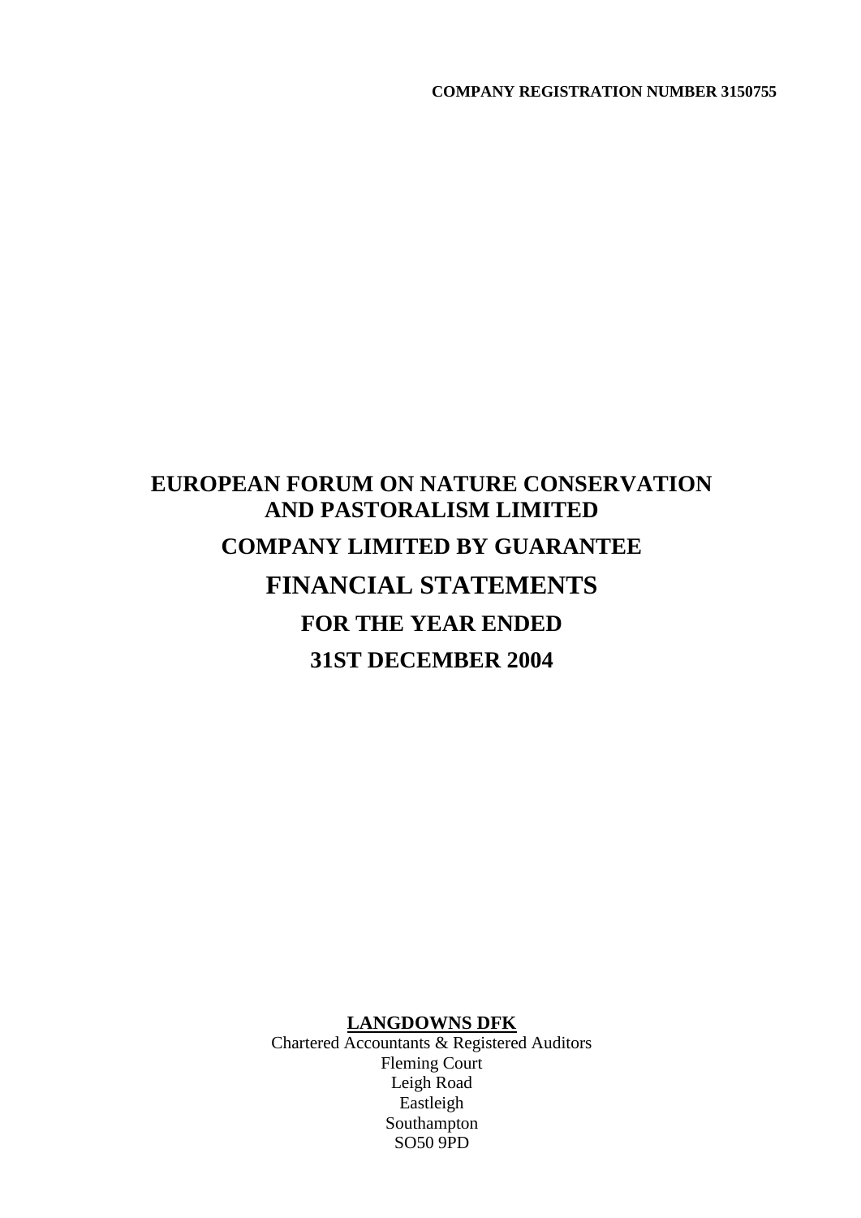**COMPANY REGISTRATION NUMBER 3150755**

# EUROPEAN FORUM ON NATURE CONSERVATION AND PASTORALISM LIMITED

## COMPANY LIMITED BY GUARANTEE

# FINANCIAL STATEMENTS

## FOR THE YEAR ENDED

## 31ST DECEMBER 2004

**LANGDOWNS DFK**
Chartered Accountants & Registered Auditors
Fleming Court
Leigh Road
Eastleigh
Southampton
SO50 9PD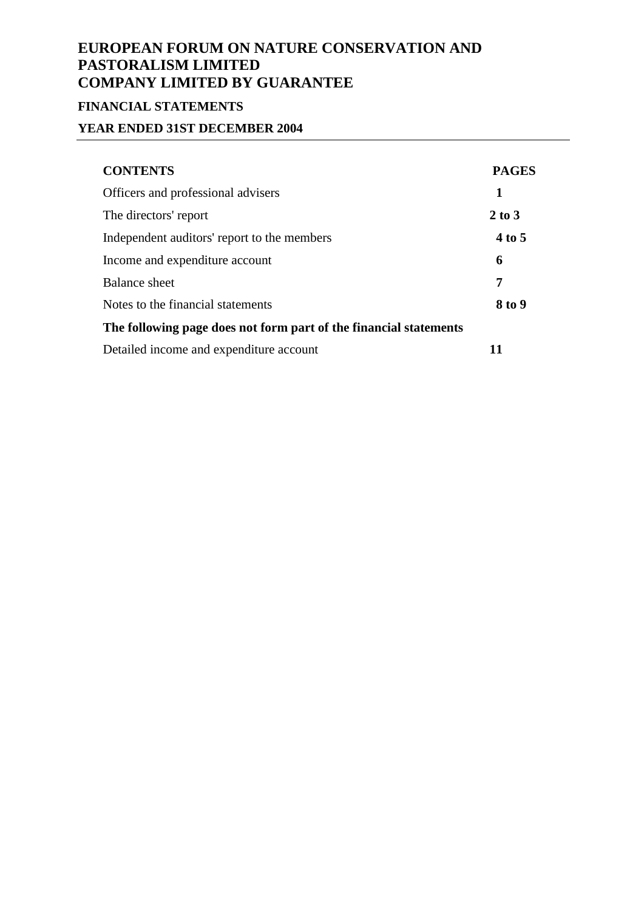# EUROPEAN FORUM ON NATURE CONSERVATION AND PASTORALISM LIMITED
# COMPANY LIMITED BY GUARANTEE

## FINANCIAL STATEMENTS

## YEAR ENDED 31ST DECEMBER 2004

| CONTENTS | PAGES |
|---|---|
| Officers and professional advisers | **1** |
| The directors' report | **2 to 3** |
| Independent auditors' report to the members | **4 to 5** |
| Income and expenditure account | **6** |
| Balance sheet | **7** |
| Notes to the financial statements | **8 to 9** |
| **The following page does not form part of the financial statements** | |
| Detailed income and expenditure account | **11** |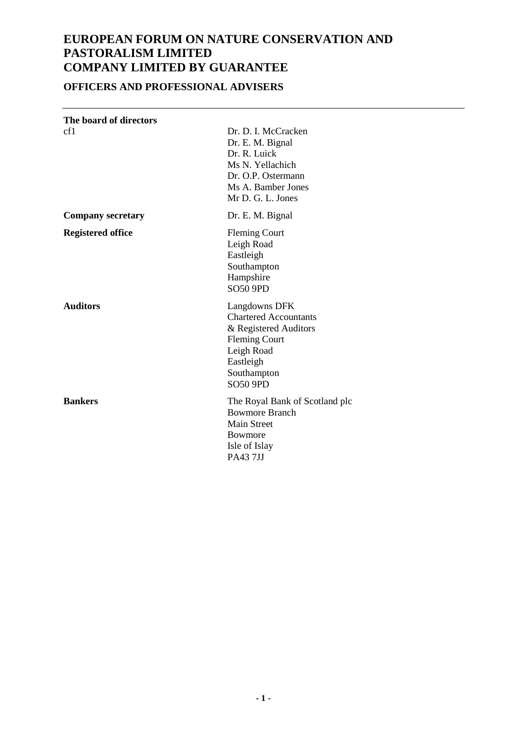# EUROPEAN FORUM ON NATURE CONSERVATION AND PASTORALISM LIMITED
# COMPANY LIMITED BY GUARANTEE

## OFFICERS AND PROFESSIONAL ADVISERS

---

| | |
|---|---|
| **The board of directors** | |
| cf1 | Dr. D. I. McCracken<br>Dr. E. M. Bignal<br>Dr. R. Luick<br>Ms N. Yellachich<br>Dr. O.P. Ostermann<br>Ms A. Bamber Jones<br>Mr D. G. L. Jones |
| **Company secretary** | Dr. E. M. Bignal |
| **Registered office** | Fleming Court<br>Leigh Road<br>Eastleigh<br>Southampton<br>Hampshire<br>SO50 9PD |
| **Auditors** | Langdowns DFK<br>Chartered Accountants<br>& Registered Auditors<br>Fleming Court<br>Leigh Road<br>Eastleigh<br>Southampton<br>SO50 9PD |
| **Bankers** | The Royal Bank of Scotland plc<br>Bowmore Branch<br>Main Street<br>Bowmore<br>Isle of Islay<br>PA43 7JJ |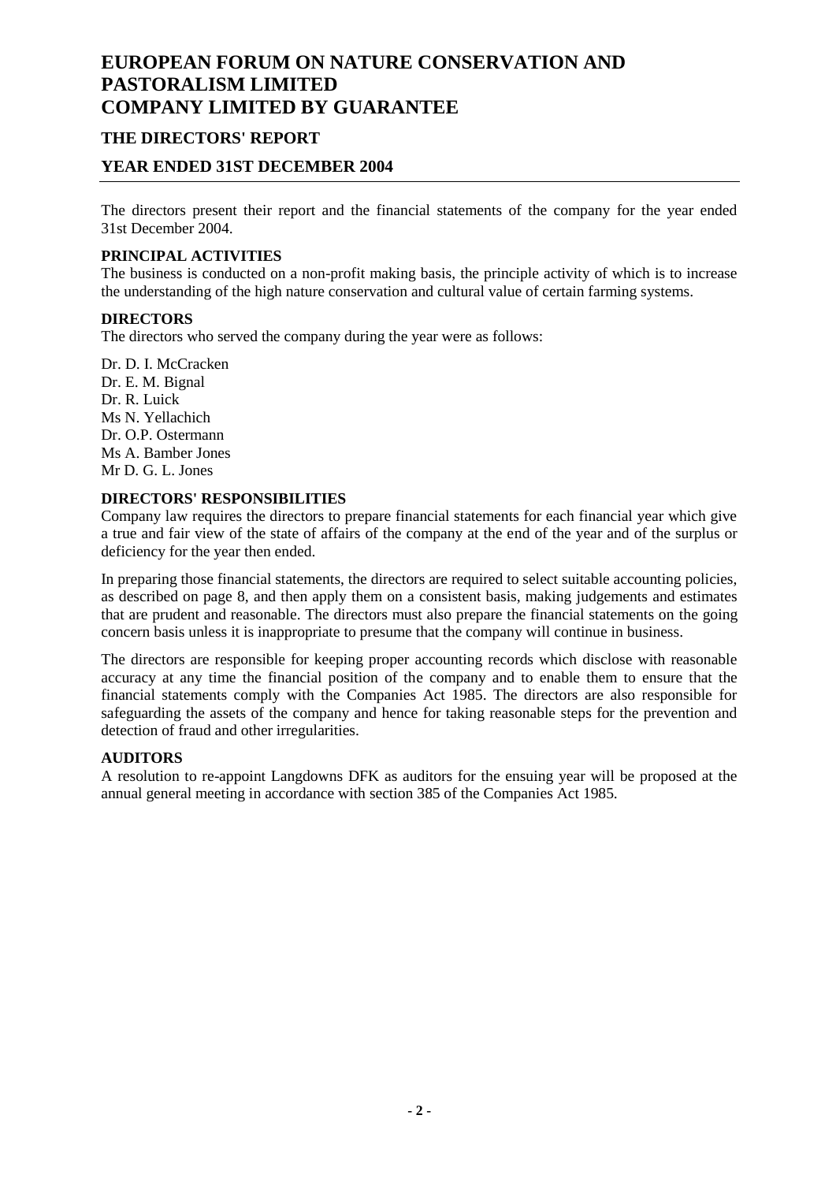# EUROPEAN FORUM ON NATURE CONSERVATION AND PASTORALISM LIMITED
# COMPANY LIMITED BY GUARANTEE

## THE DIRECTORS' REPORT

## YEAR ENDED 31ST DECEMBER 2004

The directors present their report and the financial statements of the company for the year ended 31st December 2004.

### PRINCIPAL ACTIVITIES

The business is conducted on a non-profit making basis, the principle activity of which is to increase the understanding of the high nature conservation and cultural value of certain farming systems.

### DIRECTORS

The directors who served the company during the year were as follows:

Dr. D. I. McCracken
Dr. E. M. Bignal
Dr. R. Luick
Ms N. Yellachich
Dr. O.P. Ostermann
Ms A. Bamber Jones
Mr D. G. L. Jones

### DIRECTORS' RESPONSIBILITIES

Company law requires the directors to prepare financial statements for each financial year which give a true and fair view of the state of affairs of the company at the end of the year and of the surplus or deficiency for the year then ended.

In preparing those financial statements, the directors are required to select suitable accounting policies, as described on page 8, and then apply them on a consistent basis, making judgements and estimates that are prudent and reasonable. The directors must also prepare the financial statements on the going concern basis unless it is inappropriate to presume that the company will continue in business.

The directors are responsible for keeping proper accounting records which disclose with reasonable accuracy at any time the financial position of the company and to enable them to ensure that the financial statements comply with the Companies Act 1985. The directors are also responsible for safeguarding the assets of the company and hence for taking reasonable steps for the prevention and detection of fraud and other irregularities.

### AUDITORS

A resolution to re-appoint Langdowns DFK as auditors for the ensuing year will be proposed at the annual general meeting in accordance with section 385 of the Companies Act 1985.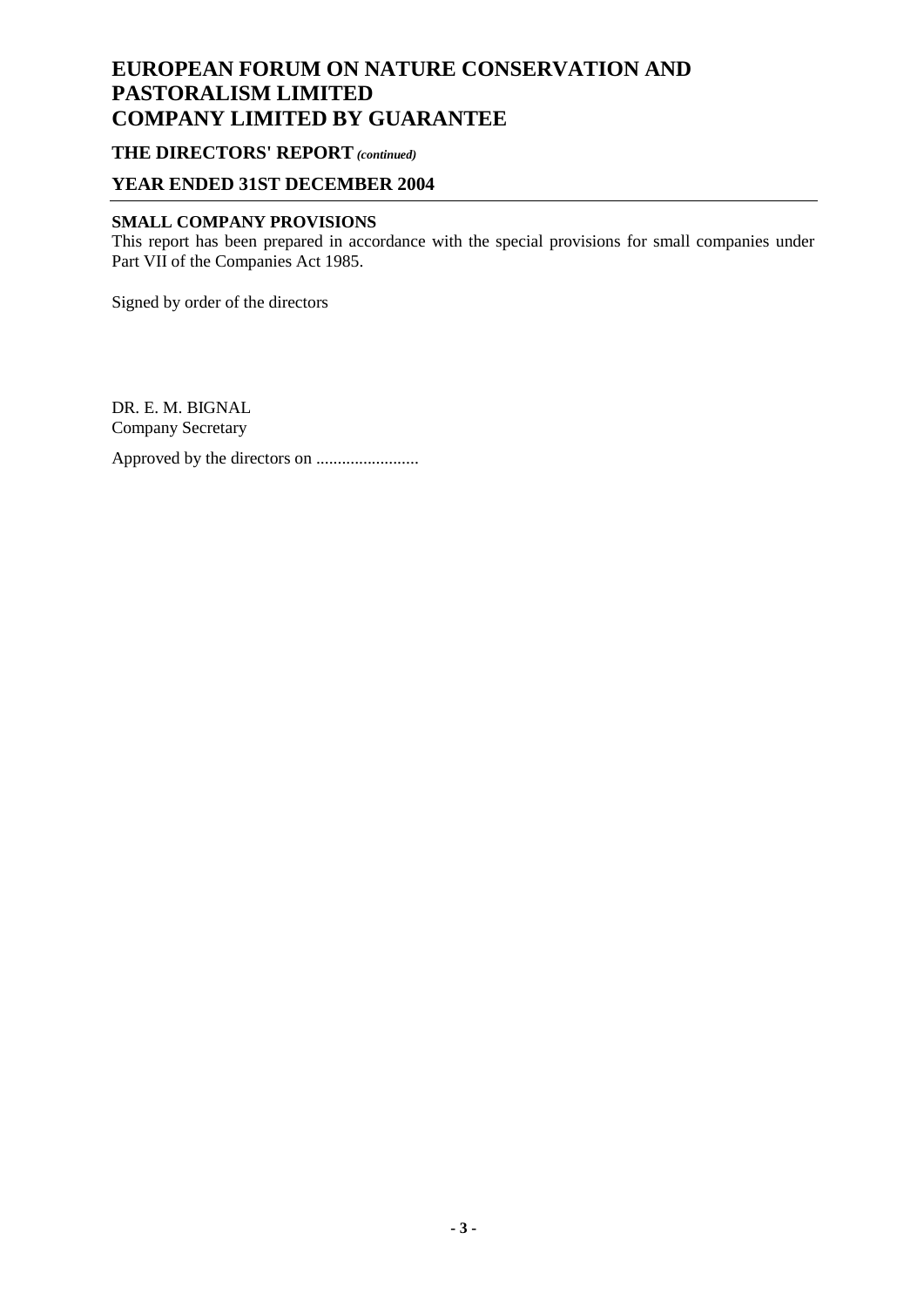# EUROPEAN FORUM ON NATURE CONSERVATION AND PASTORALISM LIMITED COMPANY LIMITED BY GUARANTEE

## THE DIRECTORS' REPORT *(continued)*

## YEAR ENDED 31ST DECEMBER 2004

### SMALL COMPANY PROVISIONS

This report has been prepared in accordance with the special provisions for small companies under Part VII of the Companies Act 1985.

Signed by order of the directors

DR. E. M. BIGNAL
Company Secretary

Approved by the directors on ........................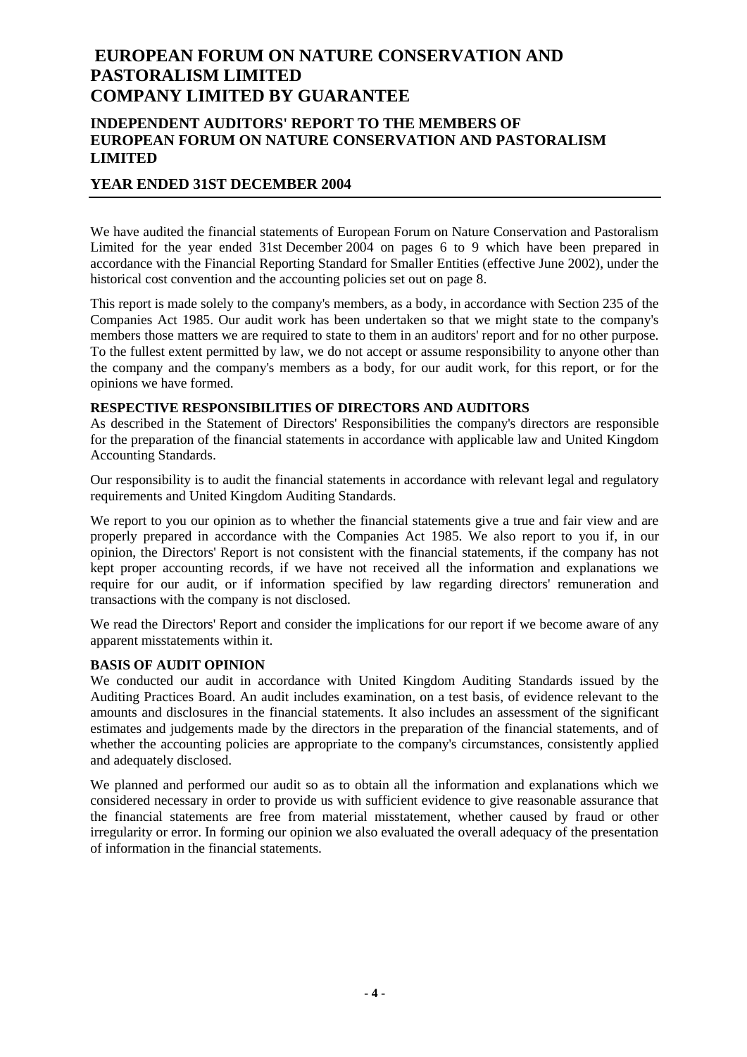# EUROPEAN FORUM ON NATURE CONSERVATION AND PASTORALISM LIMITED
# COMPANY LIMITED BY GUARANTEE

## INDEPENDENT AUDITORS' REPORT TO THE MEMBERS OF EUROPEAN FORUM ON NATURE CONSERVATION AND PASTORALISM LIMITED

## YEAR ENDED 31ST DECEMBER 2004

We have audited the financial statements of European Forum on Nature Conservation and Pastoralism Limited for the year ended 31st December 2004 on pages 6 to 9 which have been prepared in accordance with the Financial Reporting Standard for Smaller Entities (effective June 2002), under the historical cost convention and the accounting policies set out on page 8.

This report is made solely to the company's members, as a body, in accordance with Section 235 of the Companies Act 1985. Our audit work has been undertaken so that we might state to the company's members those matters we are required to state to them in an auditors' report and for no other purpose. To the fullest extent permitted by law, we do not accept or assume responsibility to anyone other than the company and the company's members as a body, for our audit work, for this report, or for the opinions we have formed.

**RESPECTIVE RESPONSIBILITIES OF DIRECTORS AND AUDITORS**

As described in the Statement of Directors' Responsibilities the company's directors are responsible for the preparation of the financial statements in accordance with applicable law and United Kingdom Accounting Standards.

Our responsibility is to audit the financial statements in accordance with relevant legal and regulatory requirements and United Kingdom Auditing Standards.

We report to you our opinion as to whether the financial statements give a true and fair view and are properly prepared in accordance with the Companies Act 1985. We also report to you if, in our opinion, the Directors' Report is not consistent with the financial statements, if the company has not kept proper accounting records, if we have not received all the information and explanations we require for our audit, or if information specified by law regarding directors' remuneration and transactions with the company is not disclosed.

We read the Directors' Report and consider the implications for our report if we become aware of any apparent misstatements within it.

**BASIS OF AUDIT OPINION**

We conducted our audit in accordance with United Kingdom Auditing Standards issued by the Auditing Practices Board. An audit includes examination, on a test basis, of evidence relevant to the amounts and disclosures in the financial statements. It also includes an assessment of the significant estimates and judgements made by the directors in the preparation of the financial statements, and of whether the accounting policies are appropriate to the company's circumstances, consistently applied and adequately disclosed.

We planned and performed our audit so as to obtain all the information and explanations which we considered necessary in order to provide us with sufficient evidence to give reasonable assurance that the financial statements are free from material misstatement, whether caused by fraud or other irregularity or error. In forming our opinion we also evaluated the overall adequacy of the presentation of information in the financial statements.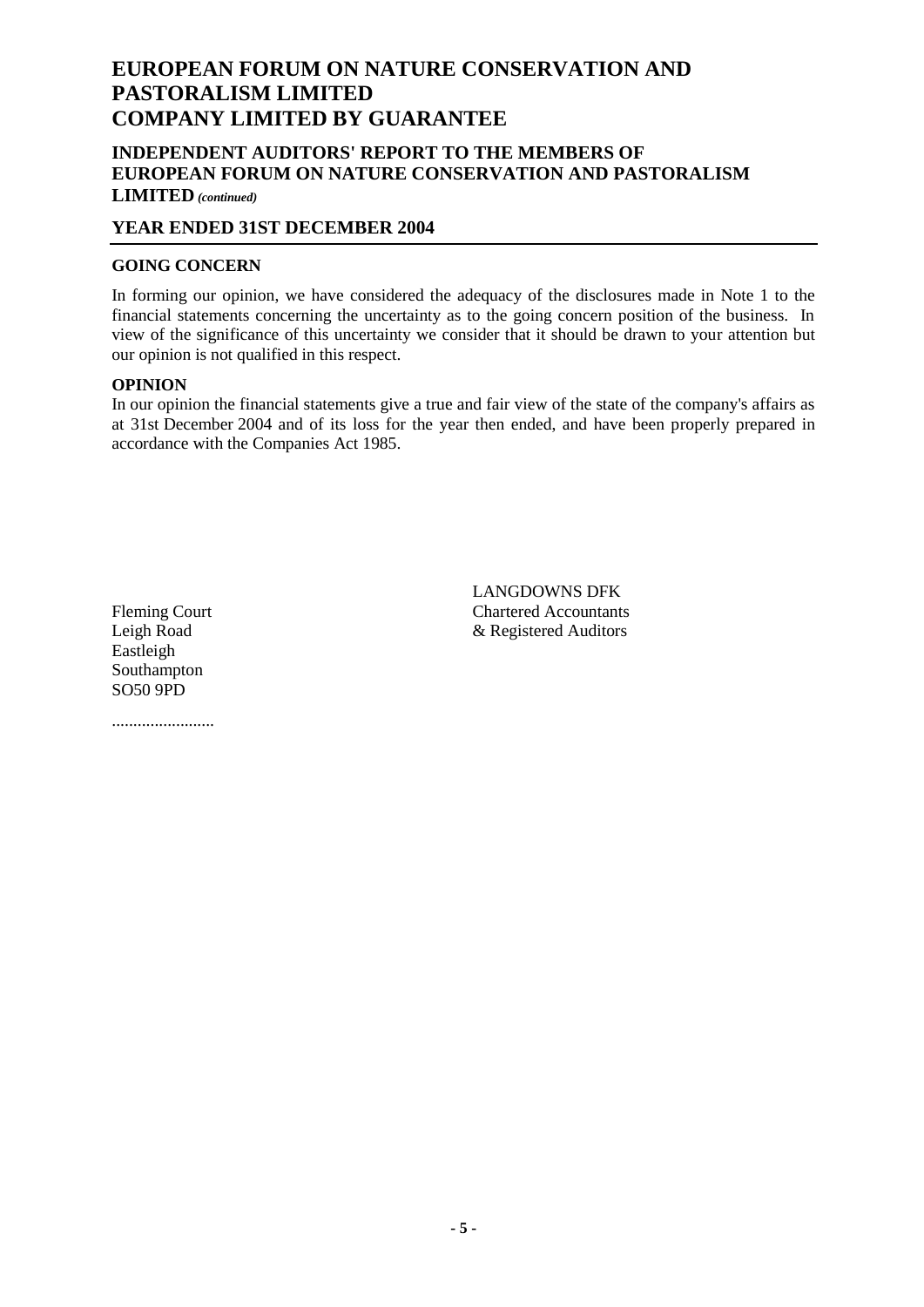# EUROPEAN FORUM ON NATURE CONSERVATION AND PASTORALISM LIMITED
# COMPANY LIMITED BY GUARANTEE

## INDEPENDENT AUDITORS' REPORT TO THE MEMBERS OF EUROPEAN FORUM ON NATURE CONSERVATION AND PASTORALISM LIMITED *(continued)*

## YEAR ENDED 31ST DECEMBER 2004

**GOING CONCERN**

In forming our opinion, we have considered the adequacy of the disclosures made in Note 1 to the financial statements concerning the uncertainty as to the going concern position of the business. In view of the significance of this uncertainty we consider that it should be drawn to your attention but our opinion is not qualified in this respect.

**OPINION**

In our opinion the financial statements give a true and fair view of the state of the company's affairs as at 31st December 2004 and of its loss for the year then ended, and have been properly prepared in accordance with the Companies Act 1985.

LANGDOWNS DFK
Chartered Accountants
& Registered Auditors

Fleming Court
Leigh Road
Eastleigh
Southampton
SO50 9PD

........................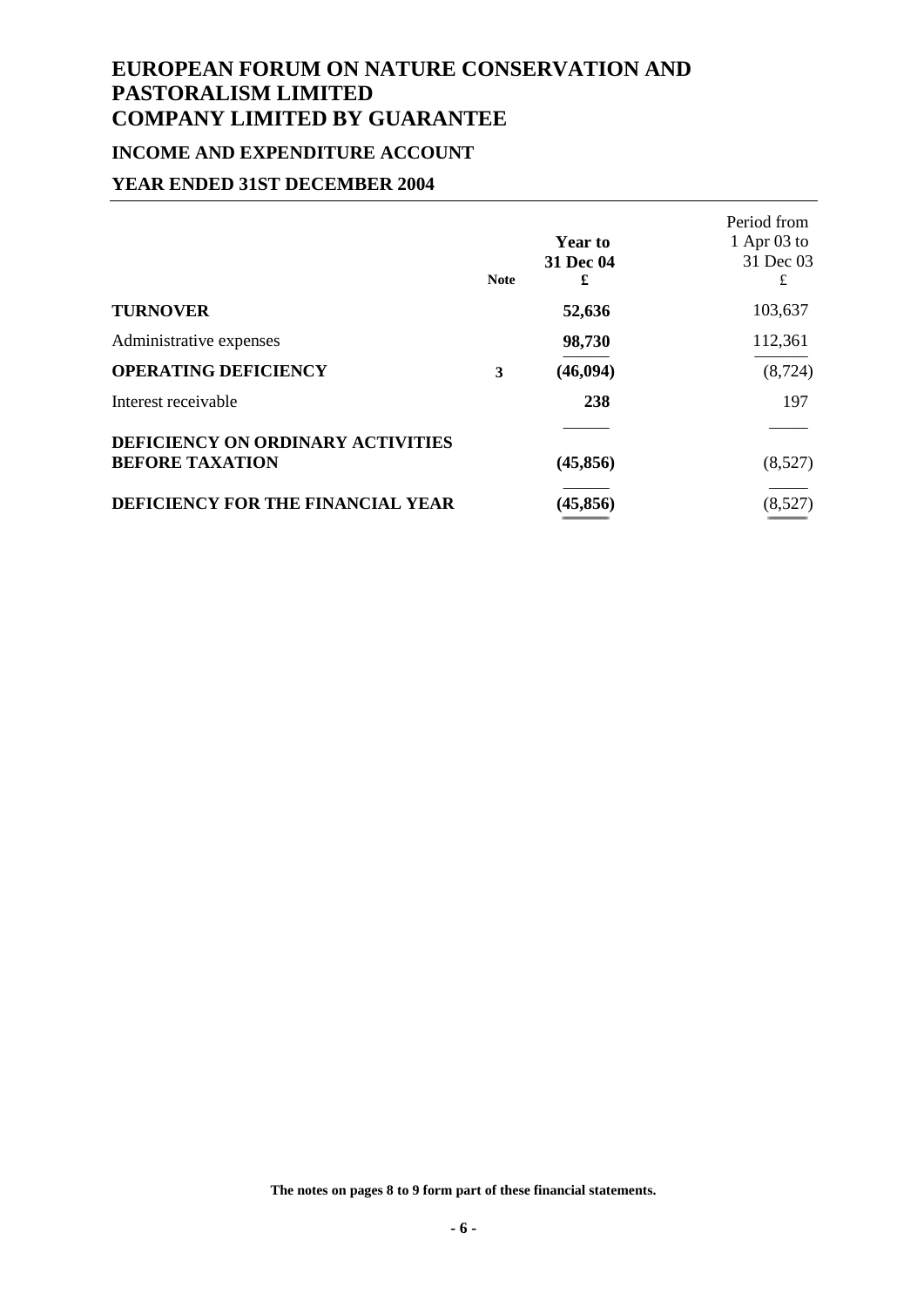# EUROPEAN FORUM ON NATURE CONSERVATION AND PASTORALISM LIMITED
# COMPANY LIMITED BY GUARANTEE

## INCOME AND EXPENDITURE ACCOUNT

## YEAR ENDED 31ST DECEMBER 2004

| | Note | **Year to 31 Dec 04 £** | Period from 1 Apr 03 to 31 Dec 03 £ |
|---|---|---|---|
| **TURNOVER** | | **52,636** | 103,637 |
| Administrative expenses | | **98,730** | 112,361 |
| **OPERATING DEFICIENCY** | **3** | **(46,094)** | (8,724) |
| Interest receivable | | **238** | 197 |
| **DEFICIENCY ON ORDINARY ACTIVITIES BEFORE TAXATION** | | **(45,856)** | (8,527) |
| **DEFICIENCY FOR THE FINANCIAL YEAR** | | **(45,856)** | (8,527) |

**The notes on pages 8 to 9 form part of these financial statements.**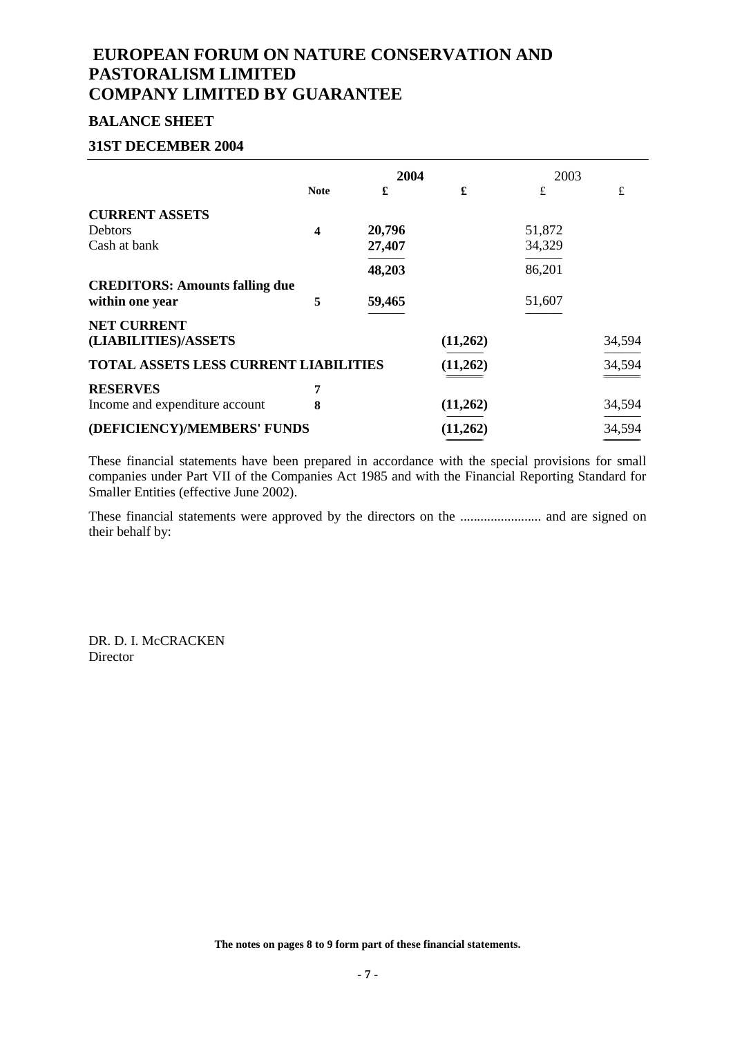# EUROPEAN FORUM ON NATURE CONSERVATION AND PASTORALISM LIMITED
# COMPANY LIMITED BY GUARANTEE

## BALANCE SHEET

## 31ST DECEMBER 2004

| | Note | 2004 £ | 2004 £ | 2003 £ | 2003 £ |
|---|---|---|---|---|---|
| **CURRENT ASSETS** | | | | | |
| Debtors | **4** | **20,796** | | 51,872 | |
| Cash at bank | | **27,407** | | 34,329 | |
| | | **48,203** | | 86,201 | |
| **CREDITORS: Amounts falling due within one year** | **5** | **59,465** | | 51,607 | |
| **NET CURRENT (LIABILITIES)/ASSETS** | | | **(11,262)** | | 34,594 |
| **TOTAL ASSETS LESS CURRENT LIABILITIES** | | | **(11,262)** | | 34,594 |
| **RESERVES** | **7** | | | | |
| Income and expenditure account | **8** | | **(11,262)** | | 34,594 |
| **(DEFICIENCY)/MEMBERS' FUNDS** | | | **(11,262)** | | 34,594 |

These financial statements have been prepared in accordance with the special provisions for small companies under Part VII of the Companies Act 1985 and with the Financial Reporting Standard for Smaller Entities (effective June 2002).

These financial statements were approved by the directors on the ........................ and are signed on their behalf by:

DR. D. I. McCRACKEN
Director

**The notes on pages 8 to 9 form part of these financial statements.**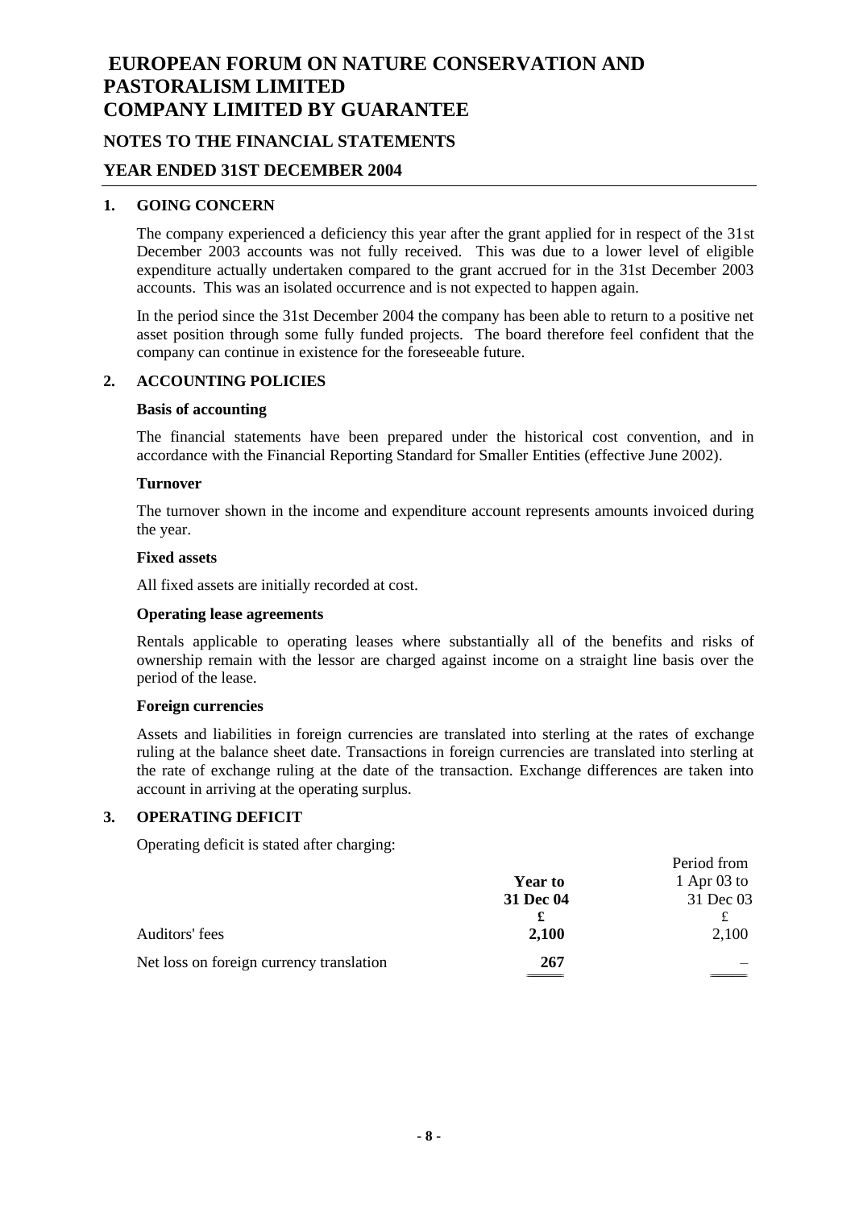# EUROPEAN FORUM ON NATURE CONSERVATION AND PASTORALISM LIMITED
# COMPANY LIMITED BY GUARANTEE

## NOTES TO THE FINANCIAL STATEMENTS

## YEAR ENDED 31ST DECEMBER 2004

### 1. GOING CONCERN

The company experienced a deficiency this year after the grant applied for in respect of the 31st December 2003 accounts was not fully received. This was due to a lower level of eligible expenditure actually undertaken compared to the grant accrued for in the 31st December 2003 accounts. This was an isolated occurrence and is not expected to happen again.

In the period since the 31st December 2004 the company has been able to return to a positive net asset position through some fully funded projects. The board therefore feel confident that the company can continue in existence for the foreseeable future.

### 2. ACCOUNTING POLICIES

**Basis of accounting**

The financial statements have been prepared under the historical cost convention, and in accordance with the Financial Reporting Standard for Smaller Entities (effective June 2002).

**Turnover**

The turnover shown in the income and expenditure account represents amounts invoiced during the year.

**Fixed assets**

All fixed assets are initially recorded at cost.

**Operating lease agreements**

Rentals applicable to operating leases where substantially all of the benefits and risks of ownership remain with the lessor are charged against income on a straight line basis over the period of the lease.

**Foreign currencies**

Assets and liabilities in foreign currencies are translated into sterling at the rates of exchange ruling at the balance sheet date. Transactions in foreign currencies are translated into sterling at the rate of exchange ruling at the date of the transaction. Exchange differences are taken into account in arriving at the operating surplus.

### 3. OPERATING DEFICIT

Operating deficit is stated after charging:

| | **Year to 31 Dec 04** | Period from 1 Apr 03 to 31 Dec 03 |
|---|---|---|
| | **£** | £ |
| Auditors' fees | **2,100** | 2,100 |
| Net loss on foreign currency translation | **267** | – |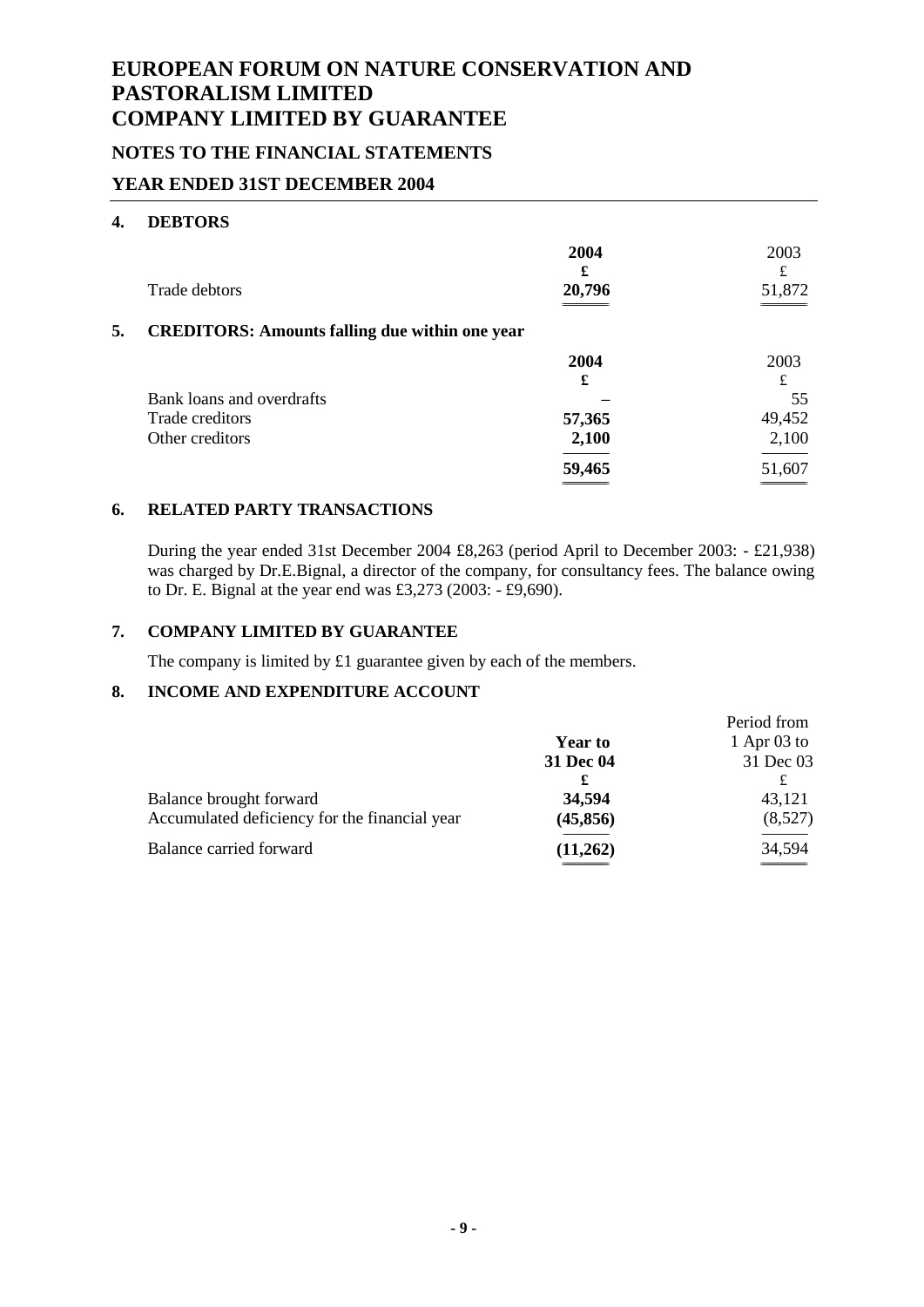# EUROPEAN FORUM ON NATURE CONSERVATION AND PASTORALISM LIMITED
# COMPANY LIMITED BY GUARANTEE

## NOTES TO THE FINANCIAL STATEMENTS

## YEAR ENDED 31ST DECEMBER 2004

### 4. DEBTORS

| | 2004 | 2003 |
|---|---|---|
| | £ | £ |
| Trade debtors | 20,796 | 51,872 |

### 5. CREDITORS: Amounts falling due within one year

| | 2004 | 2003 |
|---|---|---|
| | £ | £ |
| Bank loans and overdrafts | – | 55 |
| Trade creditors | 57,365 | 49,452 |
| Other creditors | 2,100 | 2,100 |
| | 59,465 | 51,607 |

### 6. RELATED PARTY TRANSACTIONS

During the year ended 31st December 2004 £8,263 (period April to December 2003: - £21,938) was charged by Dr.E.Bignal, a director of the company, for consultancy fees. The balance owing to Dr. E. Bignal at the year end was £3,273 (2003: - £9,690).

### 7. COMPANY LIMITED BY GUARANTEE

The company is limited by £1 guarantee given by each of the members.

### 8. INCOME AND EXPENDITURE ACCOUNT

| | Year to 31 Dec 04 | Period from 1 Apr 03 to 31 Dec 03 |
|---|---|---|
| | £ | £ |
| Balance brought forward | 34,594 | 43,121 |
| Accumulated deficiency for the financial year | (45,856) | (8,527) |
| Balance carried forward | (11,262) | 34,594 |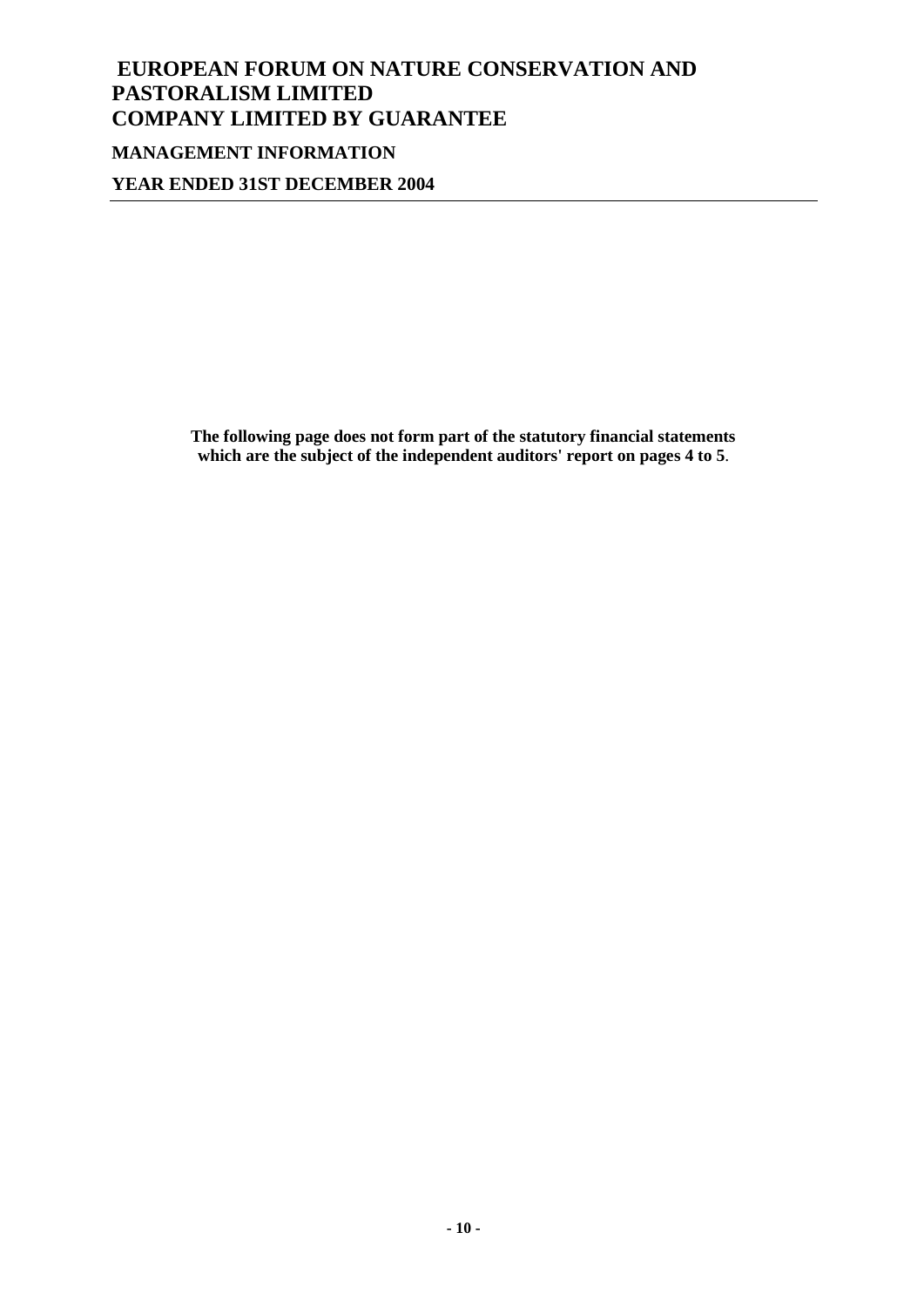# EUROPEAN FORUM ON NATURE CONSERVATION AND PASTORALISM LIMITED
# COMPANY LIMITED BY GUARANTEE

## MANAGEMENT INFORMATION

## YEAR ENDED 31ST DECEMBER 2004

**The following page does not form part of the statutory financial statements which are the subject of the independent auditors' report on pages 4 to 5.**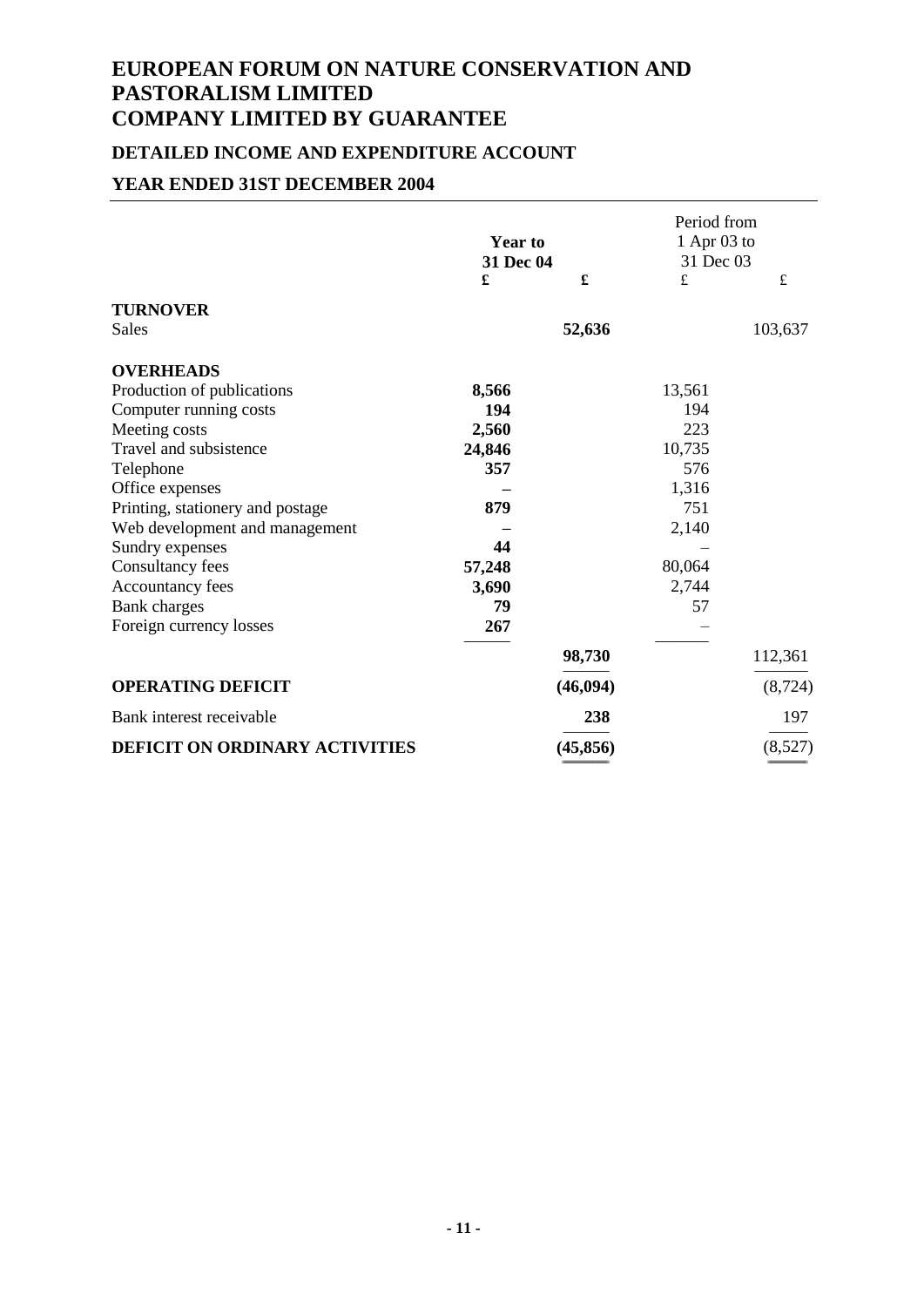# EUROPEAN FORUM ON NATURE CONSERVATION AND PASTORALISM LIMITED
# COMPANY LIMITED BY GUARANTEE

## DETAILED INCOME AND EXPENDITURE ACCOUNT

## YEAR ENDED 31ST DECEMBER 2004

| | Year to 31 Dec 04 | | Period from 1 Apr 03 to 31 Dec 03 | |
|---|---|---|---|---|
| | £ | £ | £ | £ |
| **TURNOVER** | | | | |
| Sales | | **52,636** | | 103,637 |
| **OVERHEADS** | | | | |
| Production of publications | **8,566** | | 13,561 | |
| Computer running costs | **194** | | 194 | |
| Meeting costs | **2,560** | | 223 | |
| Travel and subsistence | **24,846** | | 10,735 | |
| Telephone | **357** | | 576 | |
| Office expenses | **–** | | 1,316 | |
| Printing, stationery and postage | **879** | | 751 | |
| Web development and management | **–** | | 2,140 | |
| Sundry expenses | **44** | | – | |
| Consultancy fees | **57,248** | | 80,064 | |
| Accountancy fees | **3,690** | | 2,744 | |
| Bank charges | **79** | | 57 | |
| Foreign currency losses | **267** | | – | |
| | | **98,730** | | 112,361 |
| **OPERATING DEFICIT** | | **(46,094)** | | (8,724) |
| Bank interest receivable | | **238** | | 197 |
| **DEFICIT ON ORDINARY ACTIVITIES** | | **(45,856)** | | (8,527) |